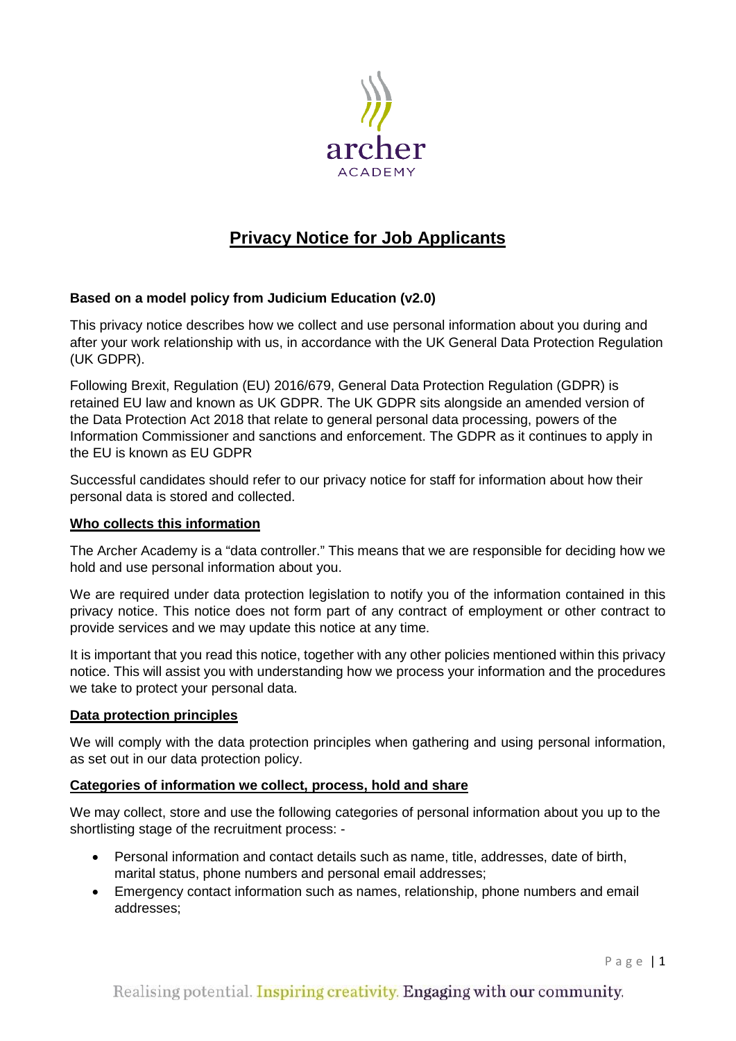# Privacy Notice for Job Applicants

**Based on a model policy from Judicium Education (v2.0)**

This privacy notice describes how we collect and use personal information about you during and after your work relationship with us, in accordance with the UK General Data Protection Regulation (UK GDPR).

Following Brexit, Regulation (EU) 2016/679, General Data Protection Regulation (GDPR) is retained EU law and known as UK GDPR. The UK GDPR sits alongside an amended version of the Data Protection Act 2018 that relate to general personal data processing, powers of the Information Commissioner and sanctions and enforcement. The GDPR as it continues to apply in the EU is known as EU GDPR

Successful candidates should refer to our privacy notice for staff for information about how their personal data is stored and collected.

## Who collects this information

The Archer Academy is a "data controller." This means that we are responsible for deciding how we hold and use personal information about you.

We are required under data protection legislation to notify you of the information contained in this privacy notice. This notice does not form part of any contract of employment or other contract to provide services and we may update this notice at any time.

It is important that you read this notice, together with any other policies mentioned within this privacy notice. This will assist you with understanding how we process your information and the procedures we take to protect your personal data.

## Data protection principles

We will comply with the data protection principles when gathering and using personal information, as set out in our data protection policy.

## Categories of information we collect, process, hold and share

We may collect, store and use the following categories of personal information about you up to the shortlisting stage of the recruitment process: -

- Personal information and contact details such as name, title, addresses, date of birth, marital status, phone numbers and personal email addresses;
- Emergency contact information such as names, relationship, phone numbers and email addresses;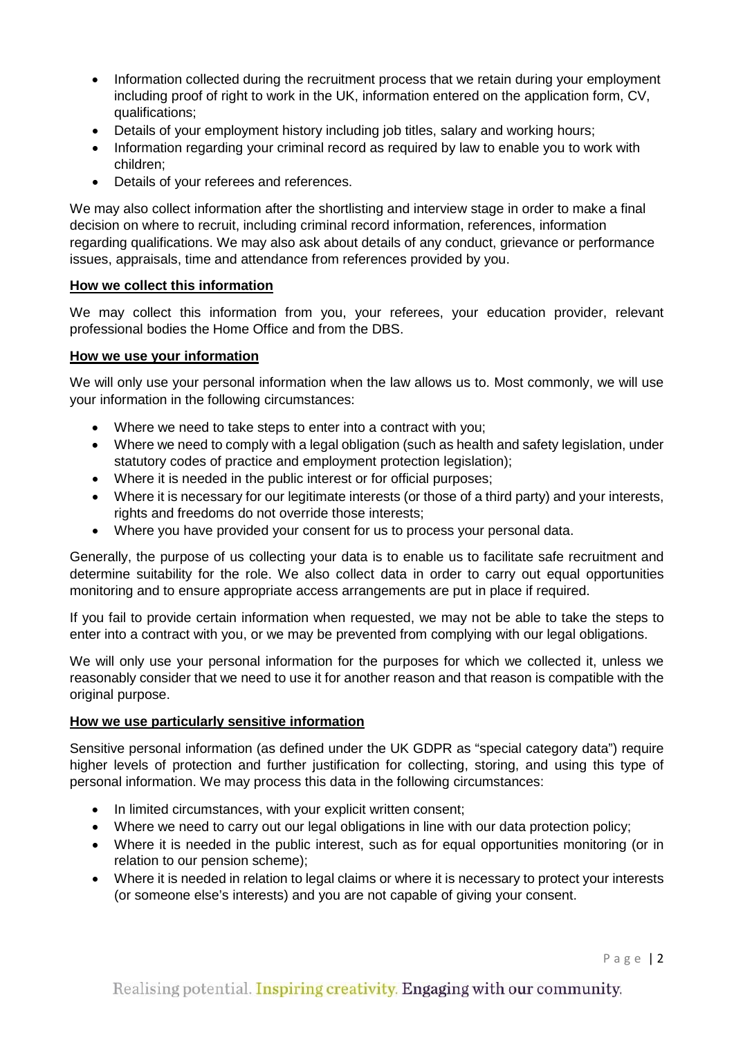- Information collected during the recruitment process that we retain during your employment including proof of right to work in the UK, information entered on the application form, CV, qualifications;
- Details of your employment history including job titles, salary and working hours;
- Information regarding your criminal record as required by law to enable you to work with children;
- Details of your referees and references.

We may also collect information after the shortlisting and interview stage in order to make a final decision on where to recruit, including criminal record information, references, information regarding qualifications. We may also ask about details of any conduct, grievance or performance issues, appraisals, time and attendance from references provided by you.

**How we collect this information**

We may collect this information from you, your referees, your education provider, relevant professional bodies the Home Office and from the DBS.

**How we use your information**

We will only use your personal information when the law allows us to. Most commonly, we will use your information in the following circumstances:

- Where we need to take steps to enter into a contract with you;
- Where we need to comply with a legal obligation (such as health and safety legislation, under statutory codes of practice and employment protection legislation);
- Where it is needed in the public interest or for official purposes;
- Where it is necessary for our legitimate interests (or those of a third party) and your interests, rights and freedoms do not override those interests;
- Where you have provided your consent for us to process your personal data.

Generally, the purpose of us collecting your data is to enable us to facilitate safe recruitment and determine suitability for the role. We also collect data in order to carry out equal opportunities monitoring and to ensure appropriate access arrangements are put in place if required.

If you fail to provide certain information when requested, we may not be able to take the steps to enter into a contract with you, or we may be prevented from complying with our legal obligations.

We will only use your personal information for the purposes for which we collected it, unless we reasonably consider that we need to use it for another reason and that reason is compatible with the original purpose.

**How we use particularly sensitive information**

Sensitive personal information (as defined under the UK GDPR as "special category data") require higher levels of protection and further justification for collecting, storing, and using this type of personal information. We may process this data in the following circumstances:

- In limited circumstances, with your explicit written consent;
- Where we need to carry out our legal obligations in line with our data protection policy;
- Where it is needed in the public interest, such as for equal opportunities monitoring (or in relation to our pension scheme);
- Where it is needed in relation to legal claims or where it is necessary to protect your interests (or someone else's interests) and you are not capable of giving your consent.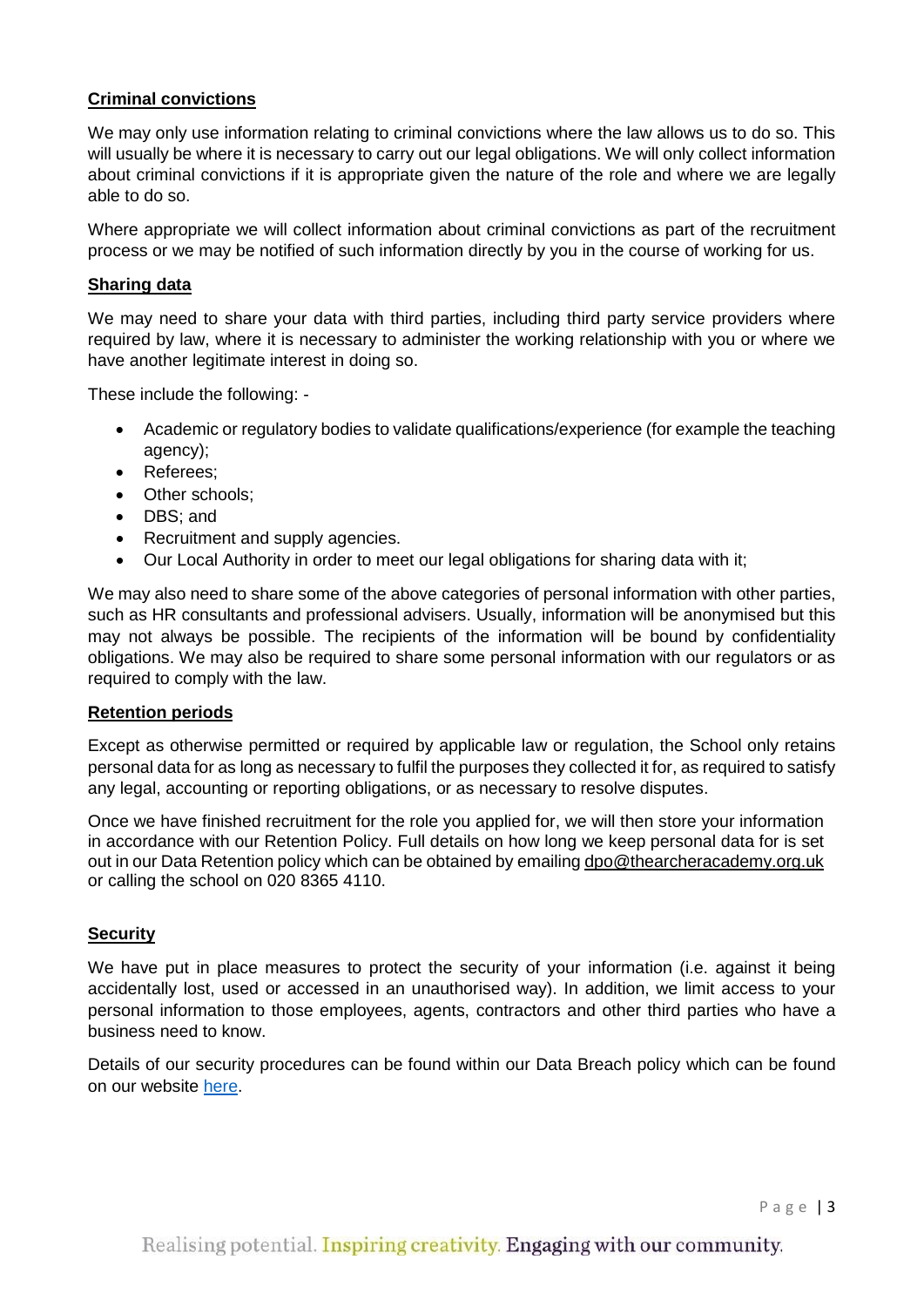## Criminal convictions

We may only use information relating to criminal convictions where the law allows us to do so. This will usually be where it is necessary to carry out our legal obligations. We will only collect information about criminal convictions if it is appropriate given the nature of the role and where we are legally able to do so.

Where appropriate we will collect information about criminal convictions as part of the recruitment process or we may be notified of such information directly by you in the course of working for us.

## Sharing data

We may need to share your data with third parties, including third party service providers where required by law, where it is necessary to administer the working relationship with you or where we have another legitimate interest in doing so.

These include the following: -

- Academic or regulatory bodies to validate qualifications/experience (for example the teaching agency);
- Referees;
- Other schools;
- DBS; and
- Recruitment and supply agencies.
- Our Local Authority in order to meet our legal obligations for sharing data with it;

We may also need to share some of the above categories of personal information with other parties, such as HR consultants and professional advisers. Usually, information will be anonymised but this may not always be possible. The recipients of the information will be bound by confidentiality obligations. We may also be required to share some personal information with our regulators or as required to comply with the law.

## Retention periods

Except as otherwise permitted or required by applicable law or regulation, the School only retains personal data for as long as necessary to fulfil the purposes they collected it for, as required to satisfy any legal, accounting or reporting obligations, or as necessary to resolve disputes.

Once we have finished recruitment for the role you applied for, we will then store your information in accordance with our Retention Policy. Full details on how long we keep personal data for is set out in our Data Retention policy which can be obtained by emailing dpo@thearcheracademy.org.uk or calling the school on 020 8365 4110.

## Security

We have put in place measures to protect the security of your information (i.e. against it being accidentally lost, used or accessed in an unauthorised way). In addition, we limit access to your personal information to those employees, agents, contractors and other third parties who have a business need to know.

Details of our security procedures can be found within our Data Breach policy which can be found on our website here.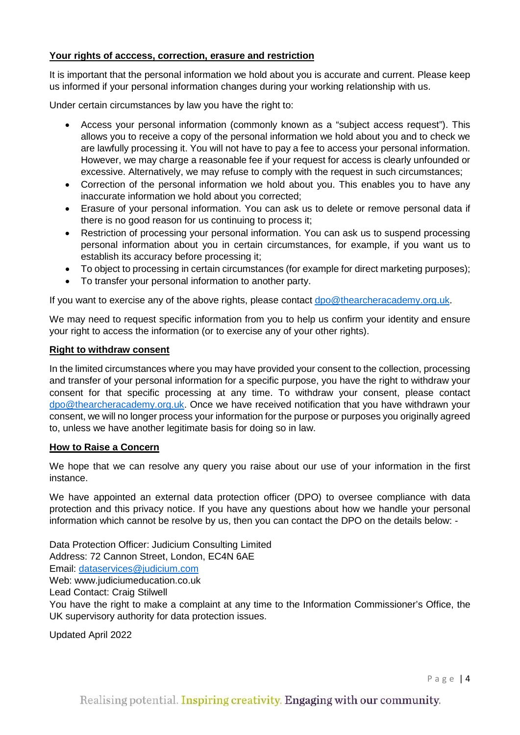**Your rights of acccess, correction, erasure and restriction**

It is important that the personal information we hold about you is accurate and current. Please keep us informed if your personal information changes during your working relationship with us.

Under certain circumstances by law you have the right to:

- Access your personal information (commonly known as a "subject access request"). This allows you to receive a copy of the personal information we hold about you and to check we are lawfully processing it. You will not have to pay a fee to access your personal information. However, we may charge a reasonable fee if your request for access is clearly unfounded or excessive. Alternatively, we may refuse to comply with the request in such circumstances;
- Correction of the personal information we hold about you. This enables you to have any inaccurate information we hold about you corrected;
- Erasure of your personal information. You can ask us to delete or remove personal data if there is no good reason for us continuing to process it;
- Restriction of processing your personal information. You can ask us to suspend processing personal information about you in certain circumstances, for example, if you want us to establish its accuracy before processing it;
- To object to processing in certain circumstances (for example for direct marketing purposes);
- To transfer your personal information to another party.

If you want to exercise any of the above rights, please contact dpo@thearcheracademy.org.uk.

We may need to request specific information from you to help us confirm your identity and ensure your right to access the information (or to exercise any of your other rights).

**Right to withdraw consent**

In the limited circumstances where you may have provided your consent to the collection, processing and transfer of your personal information for a specific purpose, you have the right to withdraw your consent for that specific processing at any time. To withdraw your consent, please contact dpo@thearcheracademy.org.uk. Once we have received notification that you have withdrawn your consent, we will no longer process your information for the purpose or purposes you originally agreed to, unless we have another legitimate basis for doing so in law.

**How to Raise a Concern**

We hope that we can resolve any query you raise about our use of your information in the first instance.

We have appointed an external data protection officer (DPO) to oversee compliance with data protection and this privacy notice. If you have any questions about how we handle your personal information which cannot be resolve by us, then you can contact the DPO on the details below: -

Data Protection Officer: Judicium Consulting Limited
Address: 72 Cannon Street, London, EC4N 6AE
Email: dataservices@judicium.com
Web: www.judiciumeducation.co.uk
Lead Contact: Craig Stilwell
You have the right to make a complaint at any time to the Information Commissioner's Office, the UK supervisory authority for data protection issues.

Updated April 2022